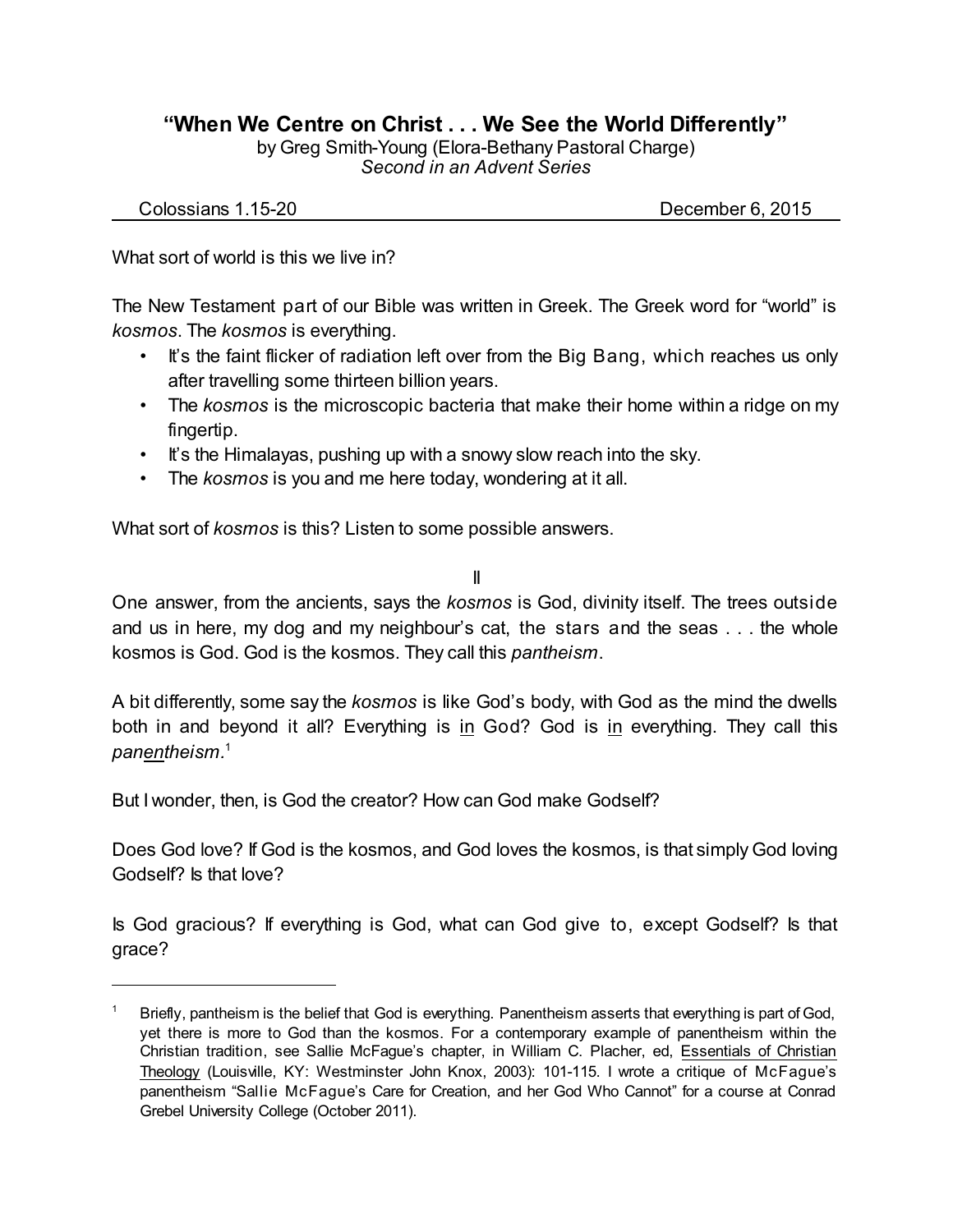# "When We Centre on Christ . . . We See the World Differently"

by Greg Smith-Young (Elora-Bethany Pastoral Charge)
*Second in an Advent Series*

Colossians 1.15-20 December 6, 2015

What sort of world is this we live in?

The New Testament part of our Bible was written in Greek. The Greek word for "world" is *kosmos*. The *kosmos* is everything.

- It's the faint flicker of radiation left over from the Big Bang, which reaches us only after travelling some thirteen billion years.
- The *kosmos* is the microscopic bacteria that make their home within a ridge on my fingertip.
- It's the Himalayas, pushing up with a snowy slow reach into the sky.
- The *kosmos* is you and me here today, wondering at it all.

What sort of *kosmos* is this? Listen to some possible answers.

II

One answer, from the ancients, says the *kosmos* is God, divinity itself. The trees outside and us in here, my dog and my neighbour's cat, the stars and the seas . . . the whole kosmos is God. God is the kosmos. They call this *pantheism*.

A bit differently, some say the *kosmos* is like God's body, with God as the mind the dwells both in and beyond it all? Everything is in God? God is in everything. They call this *panentheism*.[1]

But I wonder, then, is God the creator? How can God make Godself?

Does God love? If God is the kosmos, and God loves the kosmos, is that simply God loving Godself? Is that love?

Is God gracious? If everything is God, what can God give to, except Godself? Is that grace?

---

[1] Briefly, pantheism is the belief that God is everything. Panentheism asserts that everything is part of God, yet there is more to God than the kosmos. For a contemporary example of panentheism within the Christian tradition, see Sallie McFague's chapter, in William C. Placher, ed, Essentials of Christian Theology (Louisville, KY: Westminster John Knox, 2003): 101-115. I wrote a critique of McFague's panentheism "Sallie McFague's Care for Creation, and her God Who Cannot" for a course at Conrad Grebel University College (October 2011).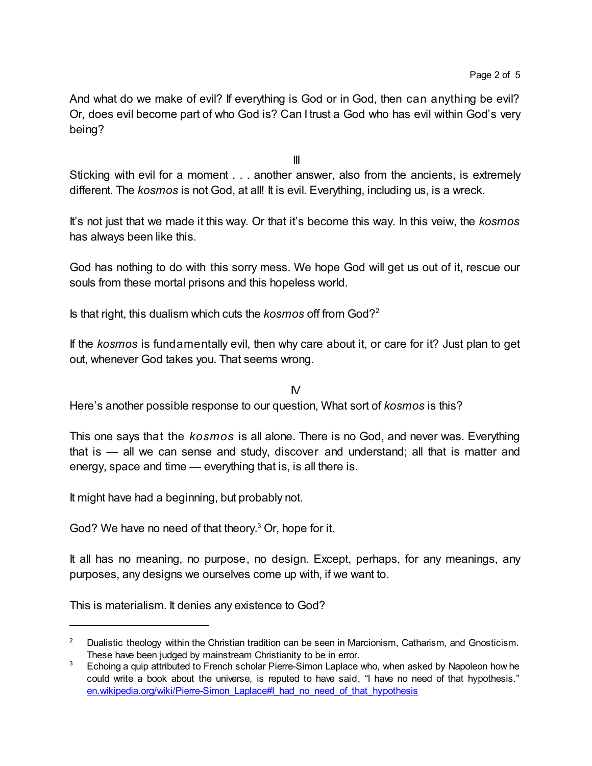And what do we make of evil? If everything is God or in God, then can anything be evil? Or, does evil become part of who God is? Can I trust a God who has evil within God's very being?

III

Sticking with evil for a moment . . . another answer, also from the ancients, is extremely different. The *kosmos* is not God, at all! It is evil. Everything, including us, is a wreck.

It's not just that we made it this way. Or that it's become this way. In this veiw, the *kosmos* has always been like this.

God has nothing to do with this sorry mess. We hope God will get us out of it, rescue our souls from these mortal prisons and this hopeless world.

Is that right, this dualism which cuts the *kosmos* off from God?[2]

If the *kosmos* is fundamentally evil, then why care about it, or care for it? Just plan to get out, whenever God takes you. That seems wrong.

IV

Here's another possible response to our question, What sort of *kosmos* is this?

This one says that the *kosmos* is all alone. There is no God, and never was. Everything that is — all we can sense and study, discover and understand; all that is matter and energy, space and time — everything that is, is all there is.

It might have had a beginning, but probably not.

God? We have no need of that theory.[3] Or, hope for it.

It all has no meaning, no purpose, no design. Except, perhaps, for any meanings, any purposes, any designs we ourselves come up with, if we want to.

This is materialism. It denies any existence to God?

---

[2] Dualistic theology within the Christian tradition can be seen in Marcionism, Catharism, and Gnosticism. These have been judged by mainstream Christianity to be in error.

[3] Echoing a quip attributed to French scholar Pierre-Simon Laplace who, when asked by Napoleon how he could write a book about the universe, is reputed to have said, "I have no need of that hypothesis." en.wikipedia.org/wiki/Pierre-Simon_Laplace#I_had_no_need_of_that_hypothesis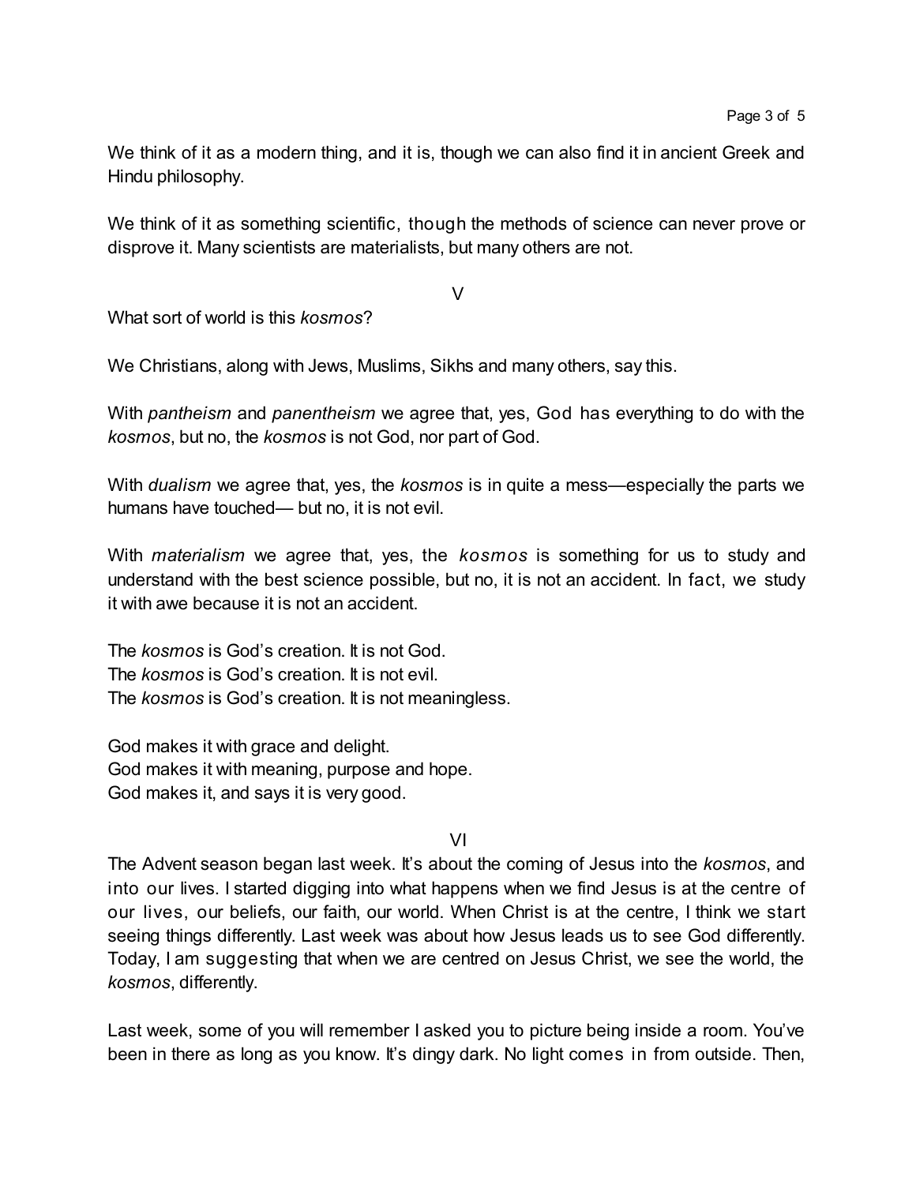We think of it as a modern thing, and it is, though we can also find it in ancient Greek and Hindu philosophy.

We think of it as something scientific, though the methods of science can never prove or disprove it. Many scientists are materialists, but many others are not.

V

What sort of world is this *kosmos*?

We Christians, along with Jews, Muslims, Sikhs and many others, say this.

With *pantheism* and *panentheism* we agree that, yes, God has everything to do with the *kosmos*, but no, the *kosmos* is not God, nor part of God.

With *dualism* we agree that, yes, the *kosmos* is in quite a mess—especially the parts we humans have touched— but no, it is not evil.

With *materialism* we agree that, yes, the *kosmos* is something for us to study and understand with the best science possible, but no, it is not an accident. In fact, we study it with awe because it is not an accident.

The *kosmos* is God's creation. It is not God.
The *kosmos* is God's creation. It is not evil.
The *kosmos* is God's creation. It is not meaningless.

God makes it with grace and delight.
God makes it with meaning, purpose and hope.
God makes it, and says it is very good.

VI

The Advent season began last week. It's about the coming of Jesus into the *kosmos*, and into our lives. I started digging into what happens when we find Jesus is at the centre of our lives, our beliefs, our faith, our world. When Christ is at the centre, I think we start seeing things differently. Last week was about how Jesus leads us to see God differently. Today, I am suggesting that when we are centred on Jesus Christ, we see the world, the *kosmos*, differently.

Last week, some of you will remember I asked you to picture being inside a room. You've been in there as long as you know. It's dingy dark. No light comes in from outside. Then,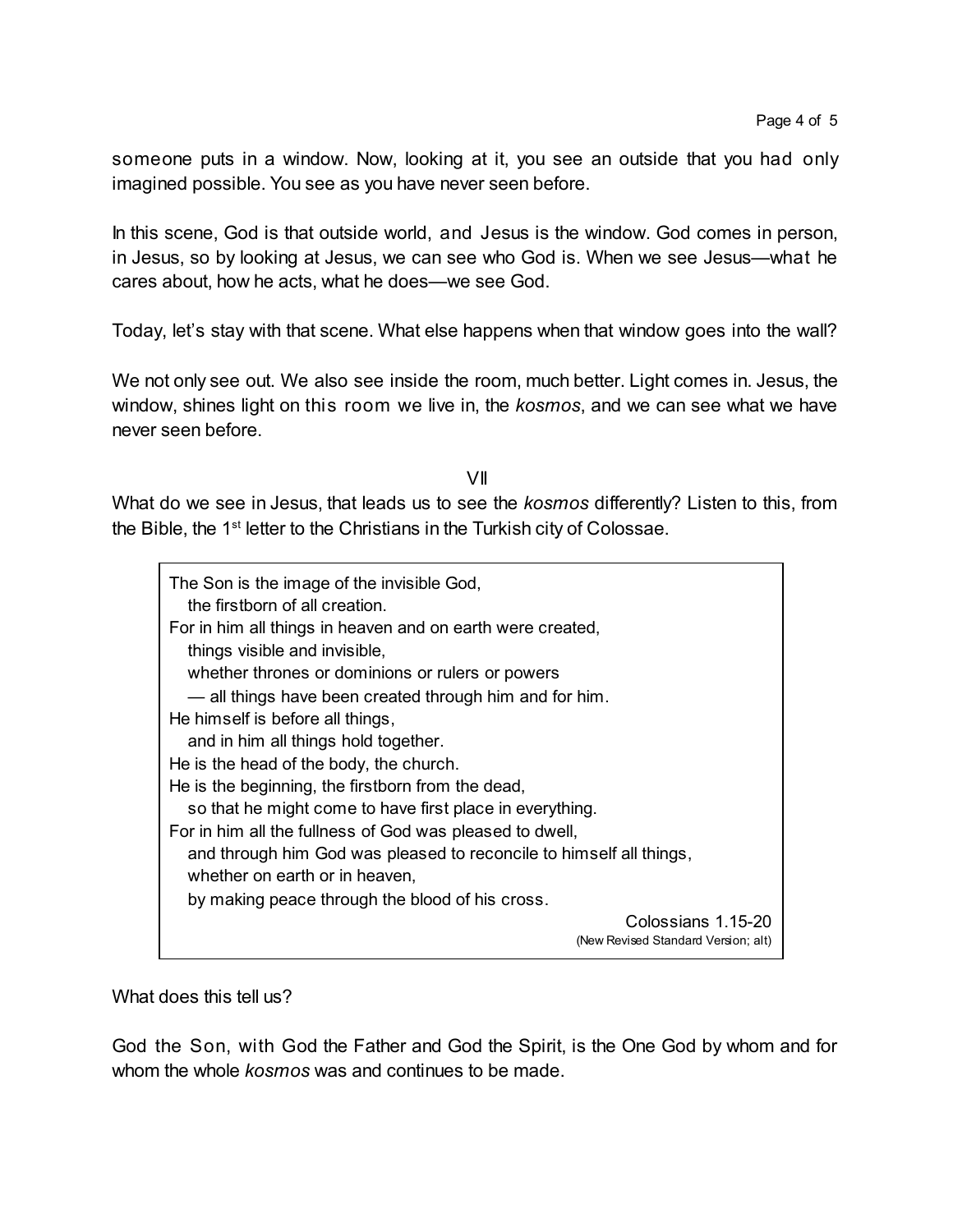someone puts in a window. Now, looking at it, you see an outside that you had only imagined possible. You see as you have never seen before.

In this scene, God is that outside world, and Jesus is the window. God comes in person, in Jesus, so by looking at Jesus, we can see who God is. When we see Jesus—what he cares about, how he acts, what he does—we see God.

Today, let's stay with that scene. What else happens when that window goes into the wall?

We not only see out. We also see inside the room, much better. Light comes in. Jesus, the window, shines light on this room we live in, the *kosmos*, and we can see what we have never seen before.

## VII

What do we see in Jesus, that leads us to see the *kosmos* differently? Listen to this, from the Bible, the 1st letter to the Christians in the Turkish city of Colossae.

> The Son is the image of the invisible God,
> the firstborn of all creation.
> For in him all things in heaven and on earth were created,
> things visible and invisible,
> whether thrones or dominions or rulers or powers
> — all things have been created through him and for him.
> He himself is before all things,
> and in him all things hold together.
> He is the head of the body, the church.
> He is the beginning, the firstborn from the dead,
> so that he might come to have first place in everything.
> For in him all the fullness of God was pleased to dwell,
> and through him God was pleased to reconcile to himself all things,
> whether on earth or in heaven,
> by making peace through the blood of his cross.
>
> Colossians 1.15-20
> (New Revised Standard Version; alt)

What does this tell us?

God the Son, with God the Father and God the Spirit, is the One God by whom and for whom the whole *kosmos* was and continues to be made.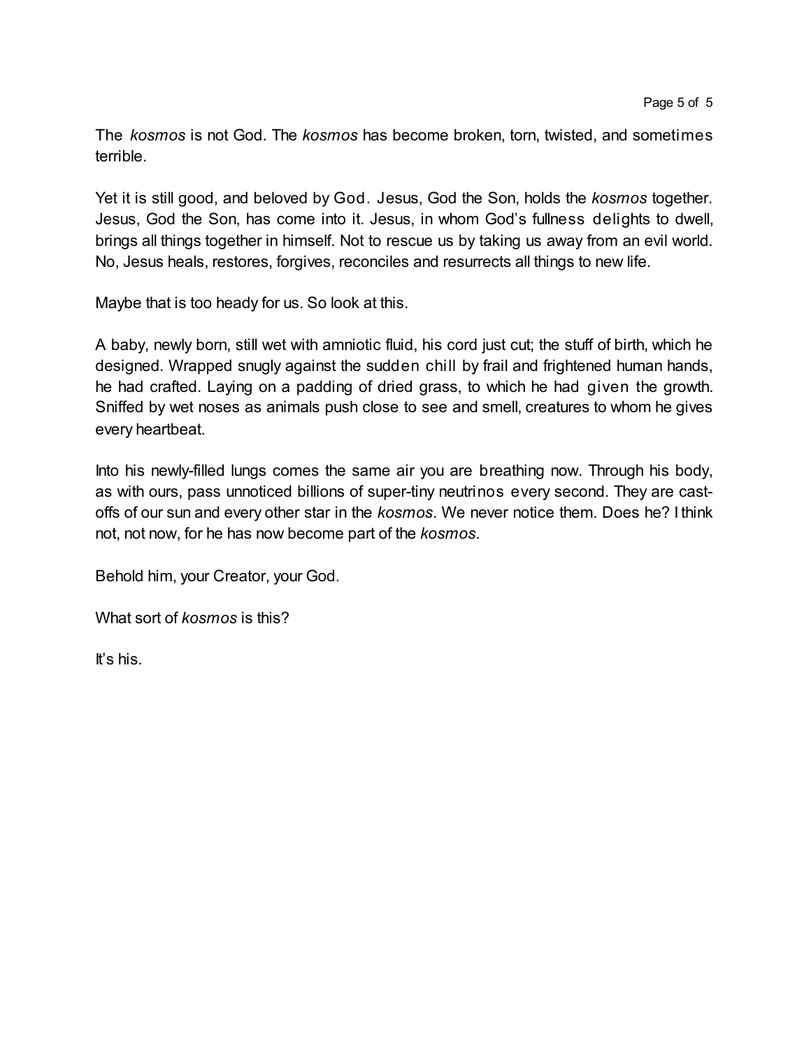The *kosmos* is not God. The *kosmos* has become broken, torn, twisted, and sometimes terrible.

Yet it is still good, and beloved by God. Jesus, God the Son, holds the *kosmos* together. Jesus, God the Son, has come into it. Jesus, in whom God's fullness delights to dwell, brings all things together in himself. Not to rescue us by taking us away from an evil world. No, Jesus heals, restores, forgives, reconciles and resurrects all things to new life.

Maybe that is too heady for us. So look at this.

A baby, newly born, still wet with amniotic fluid, his cord just cut; the stuff of birth, which he designed. Wrapped snugly against the sudden chill by frail and frightened human hands, he had crafted. Laying on a padding of dried grass, to which he had given the growth. Sniffed by wet noses as animals push close to see and smell, creatures to whom he gives every heartbeat.

Into his newly-filled lungs comes the same air you are breathing now. Through his body, as with ours, pass unnoticed billions of super-tiny neutrinos every second. They are cast-offs of our sun and every other star in the *kosmos*. We never notice them. Does he? I think not, not now, for he has now become part of the *kosmos*.

Behold him, your Creator, your God.

What sort of *kosmos* is this?

It's his.